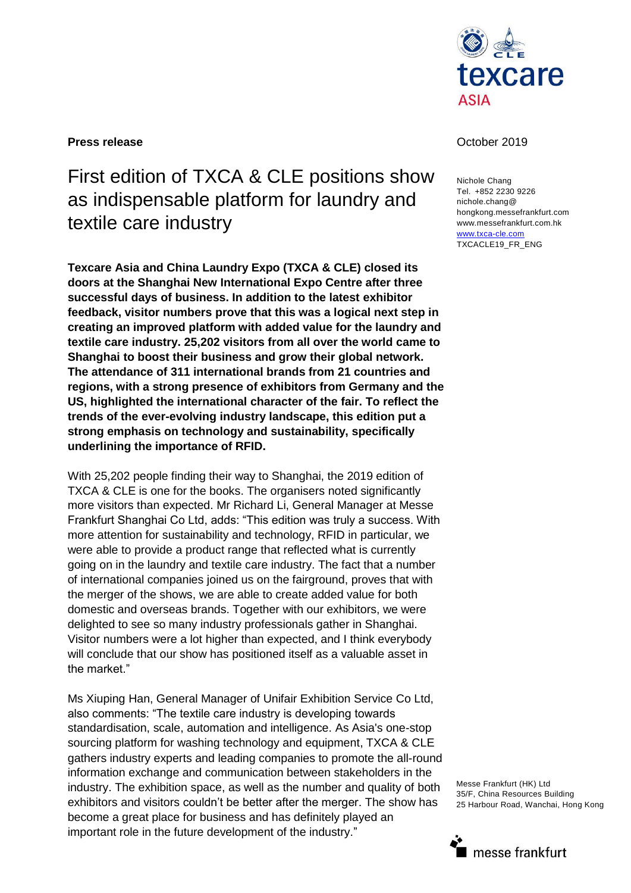**Press release**

October 2019

Nichole Chang
Tel. +852 2230 9226
nichole.chang@
hongkong.messefrankfurt.com
www.messefrankfurt.com.hk
www.txca-cle.com
TXCACLE19_FR_ENG

# First edition of TXCA & CLE positions show as indispensable platform for laundry and textile care industry

**Texcare Asia and China Laundry Expo (TXCA & CLE) closed its doors at the Shanghai New International Expo Centre after three successful days of business. In addition to the latest exhibitor feedback, visitor numbers prove that this was a logical next step in creating an improved platform with added value for the laundry and textile care industry. 25,202 visitors from all over the world came to Shanghai to boost their business and grow their global network. The attendance of 311 international brands from 21 countries and regions, with a strong presence of exhibitors from Germany and the US, highlighted the international character of the fair. To reflect the trends of the ever-evolving industry landscape, this edition put a strong emphasis on technology and sustainability, specifically underlining the importance of RFID.**

With 25,202 people finding their way to Shanghai, the 2019 edition of TXCA & CLE is one for the books. The organisers noted significantly more visitors than expected. Mr Richard Li, General Manager at Messe Frankfurt Shanghai Co Ltd, adds: "This edition was truly a success. With more attention for sustainability and technology, RFID in particular, we were able to provide a product range that reflected what is currently going on in the laundry and textile care industry. The fact that a number of international companies joined us on the fairground, proves that with the merger of the shows, we are able to create added value for both domestic and overseas brands. Together with our exhibitors, we were delighted to see so many industry professionals gather in Shanghai. Visitor numbers were a lot higher than expected, and I think everybody will conclude that our show has positioned itself as a valuable asset in the market."

Ms Xiuping Han, General Manager of Unifair Exhibition Service Co Ltd, also comments: "The textile care industry is developing towards standardisation, scale, automation and intelligence. As Asia's one-stop sourcing platform for washing technology and equipment, TXCA & CLE gathers industry experts and leading companies to promote the all-round information exchange and communication between stakeholders in the industry. The exhibition space, as well as the number and quality of both exhibitors and visitors couldn't be better after the merger. The show has become a great place for business and has definitely played an important role in the future development of the industry."

Messe Frankfurt (HK) Ltd
35/F, China Resources Building
25 Harbour Road, Wanchai, Hong Kong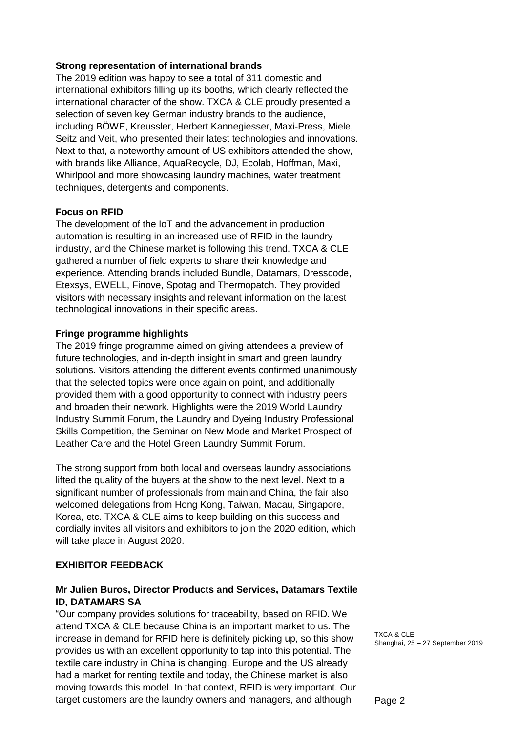**Strong representation of international brands**

The 2019 edition was happy to see a total of 311 domestic and international exhibitors filling up its booths, which clearly reflected the international character of the show. TXCA & CLE proudly presented a selection of seven key German industry brands to the audience, including BÖWE, Kreussler, Herbert Kannegiesser, Maxi-Press, Miele, Seitz and Veit, who presented their latest technologies and innovations. Next to that, a noteworthy amount of US exhibitors attended the show, with brands like Alliance, AquaRecycle, DJ, Ecolab, Hoffman, Maxi, Whirlpool and more showcasing laundry machines, water treatment techniques, detergents and components.

**Focus on RFID**

The development of the IoT and the advancement in production automation is resulting in an increased use of RFID in the laundry industry, and the Chinese market is following this trend. TXCA & CLE gathered a number of field experts to share their knowledge and experience. Attending brands included Bundle, Datamars, Dresscode, Etexsys, EWELL, Finove, Spotag and Thermopatch. They provided visitors with necessary insights and relevant information on the latest technological innovations in their specific areas.

**Fringe programme highlights**

The 2019 fringe programme aimed on giving attendees a preview of future technologies, and in-depth insight in smart and green laundry solutions. Visitors attending the different events confirmed unanimously that the selected topics were once again on point, and additionally provided them with a good opportunity to connect with industry peers and broaden their network. Highlights were the 2019 World Laundry Industry Summit Forum, the Laundry and Dyeing Industry Professional Skills Competition, the Seminar on New Mode and Market Prospect of Leather Care and the Hotel Green Laundry Summit Forum.

The strong support from both local and overseas laundry associations lifted the quality of the buyers at the show to the next level. Next to a significant number of professionals from mainland China, the fair also welcomed delegations from Hong Kong, Taiwan, Macau, Singapore, Korea, etc. TXCA & CLE aims to keep building on this success and cordially invites all visitors and exhibitors to join the 2020 edition, which will take place in August 2020.

**EXHIBITOR FEEDBACK**

**Mr Julien Buros, Director Products and Services, Datamars Textile ID, DATAMARS SA**

"Our company provides solutions for traceability, based on RFID. We attend TXCA & CLE because China is an important market to us. The increase in demand for RFID here is definitely picking up, so this show provides us with an excellent opportunity to tap into this potential. The textile care industry in China is changing. Europe and the US already had a market for renting textile and today, the Chinese market is also moving towards this model. In that context, RFID is very important. Our target customers are the laundry owners and managers, and although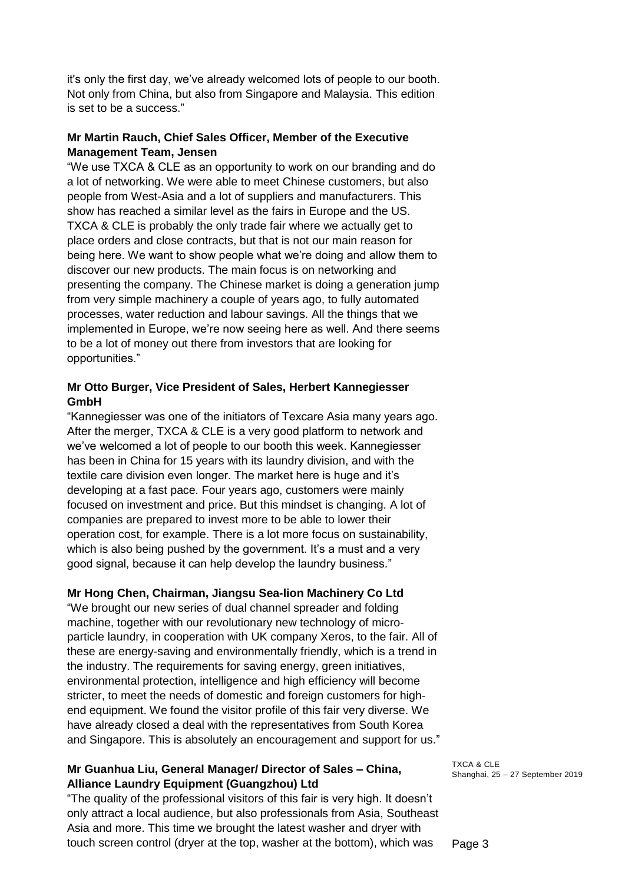it's only the first day, we've already welcomed lots of people to our booth. Not only from China, but also from Singapore and Malaysia. This edition is set to be a success."

**Mr Martin Rauch, Chief Sales Officer, Member of the Executive Management Team, Jensen**

"We use TXCA & CLE as an opportunity to work on our branding and do a lot of networking. We were able to meet Chinese customers, but also people from West-Asia and a lot of suppliers and manufacturers. This show has reached a similar level as the fairs in Europe and the US. TXCA & CLE is probably the only trade fair where we actually get to place orders and close contracts, but that is not our main reason for being here. We want to show people what we're doing and allow them to discover our new products. The main focus is on networking and presenting the company. The Chinese market is doing a generation jump from very simple machinery a couple of years ago, to fully automated processes, water reduction and labour savings. All the things that we implemented in Europe, we're now seeing here as well. And there seems to be a lot of money out there from investors that are looking for opportunities."

**Mr Otto Burger, Vice President of Sales, Herbert Kannegiesser GmbH**

"Kannegiesser was one of the initiators of Texcare Asia many years ago. After the merger, TXCA & CLE is a very good platform to network and we've welcomed a lot of people to our booth this week. Kannegiesser has been in China for 15 years with its laundry division, and with the textile care division even longer. The market here is huge and it's developing at a fast pace. Four years ago, customers were mainly focused on investment and price. But this mindset is changing. A lot of companies are prepared to invest more to be able to lower their operation cost, for example. There is a lot more focus on sustainability, which is also being pushed by the government. It's a must and a very good signal, because it can help develop the laundry business."

**Mr Hong Chen, Chairman, Jiangsu Sea-lion Machinery Co Ltd**

"We brought our new series of dual channel spreader and folding machine, together with our revolutionary new technology of micro-particle laundry, in cooperation with UK company Xeros, to the fair. All of these are energy-saving and environmentally friendly, which is a trend in the industry. The requirements for saving energy, green initiatives, environmental protection, intelligence and high efficiency will become stricter, to meet the needs of domestic and foreign customers for high-end equipment. We found the visitor profile of this fair very diverse. We have already closed a deal with the representatives from South Korea and Singapore. This is absolutely an encouragement and support for us."

**Mr Guanhua Liu, General Manager/ Director of Sales – China, Alliance Laundry Equipment (Guangzhou) Ltd**

"The quality of the professional visitors of this fair is very high. It doesn't only attract a local audience, but also professionals from Asia, Southeast Asia and more. This time we brought the latest washer and dryer with touch screen control (dryer at the top, washer at the bottom), which was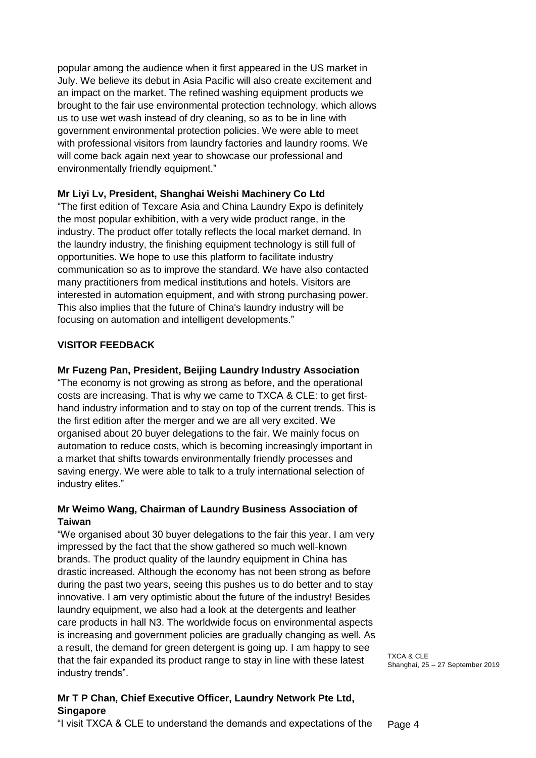popular among the audience when it first appeared in the US market in July. We believe its debut in Asia Pacific will also create excitement and an impact on the market. The refined washing equipment products we brought to the fair use environmental protection technology, which allows us to use wet wash instead of dry cleaning, so as to be in line with government environmental protection policies. We were able to meet with professional visitors from laundry factories and laundry rooms. We will come back again next year to showcase our professional and environmentally friendly equipment."

**Mr Liyi Lv, President, Shanghai Weishi Machinery Co Ltd**
"The first edition of Texcare Asia and China Laundry Expo is definitely the most popular exhibition, with a very wide product range, in the industry. The product offer totally reflects the local market demand. In the laundry industry, the finishing equipment technology is still full of opportunities. We hope to use this platform to facilitate industry communication so as to improve the standard. We have also contacted many practitioners from medical institutions and hotels. Visitors are interested in automation equipment, and with strong purchasing power. This also implies that the future of China's laundry industry will be focusing on automation and intelligent developments."

## VISITOR FEEDBACK

**Mr Fuzeng Pan, President, Beijing Laundry Industry Association**
"The economy is not growing as strong as before, and the operational costs are increasing. That is why we came to TXCA & CLE: to get first-hand industry information and to stay on top of the current trends. This is the first edition after the merger and we are all very excited. We organised about 20 buyer delegations to the fair. We mainly focus on automation to reduce costs, which is becoming increasingly important in a market that shifts towards environmentally friendly processes and saving energy. We were able to talk to a truly international selection of industry elites."

**Mr Weimo Wang, Chairman of Laundry Business Association of Taiwan**
"We organised about 30 buyer delegations to the fair this year. I am very impressed by the fact that the show gathered so much well-known brands. The product quality of the laundry equipment in China has drastic increased. Although the economy has not been strong as before during the past two years, seeing this pushes us to do better and to stay innovative. I am very optimistic about the future of the industry! Besides laundry equipment, we also had a look at the detergents and leather care products in hall N3. The worldwide focus on environmental aspects is increasing and government policies are gradually changing as well. As a result, the demand for green detergent is going up. I am happy to see that the fair expanded its product range to stay in line with these latest industry trends".

**Mr T P Chan, Chief Executive Officer, Laundry Network Pte Ltd, Singapore**
"I visit TXCA & CLE to understand the demands and expectations of the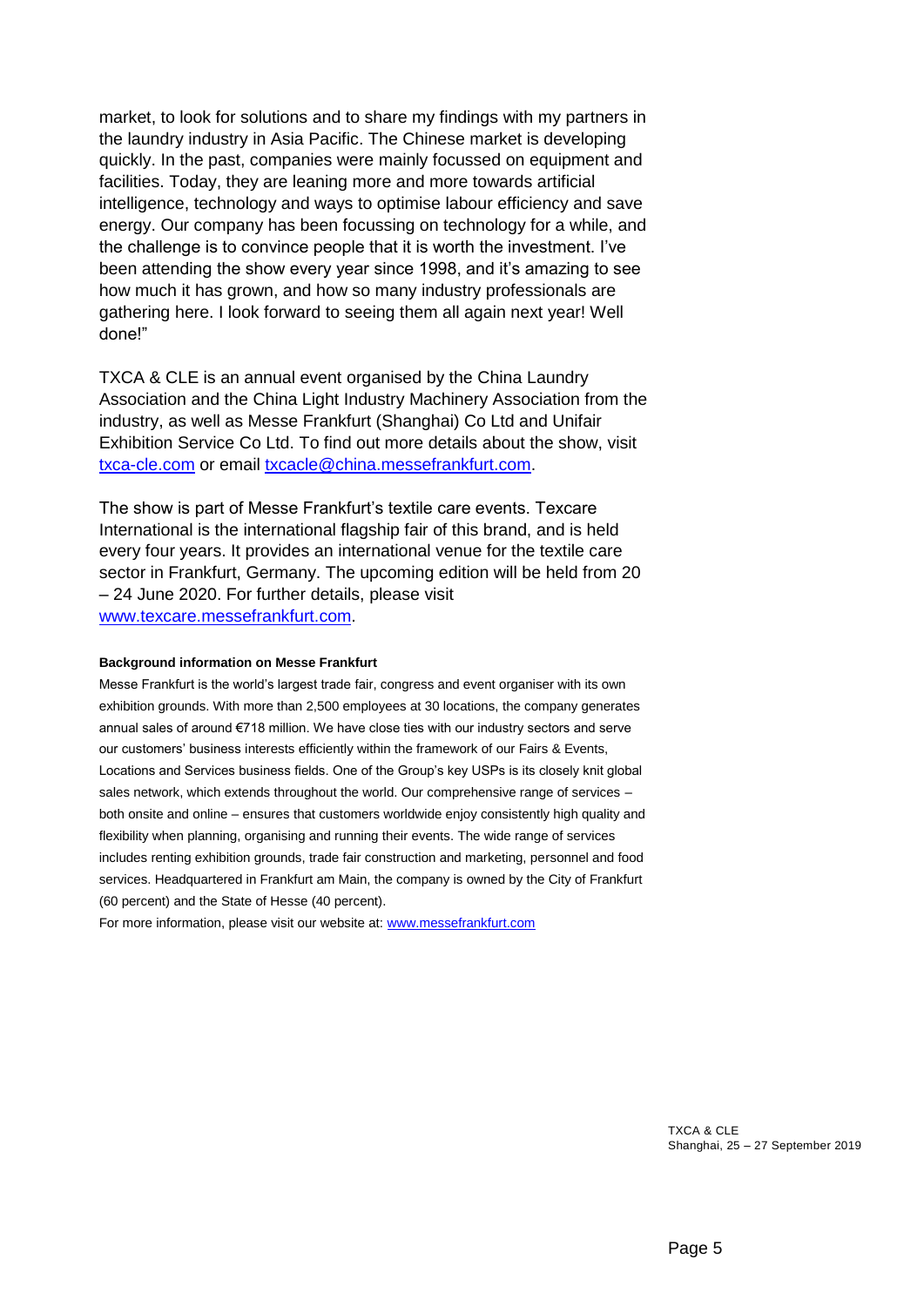market, to look for solutions and to share my findings with my partners in the laundry industry in Asia Pacific. The Chinese market is developing quickly. In the past, companies were mainly focussed on equipment and facilities. Today, they are leaning more and more towards artificial intelligence, technology and ways to optimise labour efficiency and save energy. Our company has been focussing on technology for a while, and the challenge is to convince people that it is worth the investment. I've been attending the show every year since 1998, and it's amazing to see how much it has grown, and how so many industry professionals are gathering here. I look forward to seeing them all again next year! Well done!"

TXCA & CLE is an annual event organised by the China Laundry Association and the China Light Industry Machinery Association from the industry, as well as Messe Frankfurt (Shanghai) Co Ltd and Unifair Exhibition Service Co Ltd. To find out more details about the show, visit [txca-cle.com](txca-cle.com) or email [txcacle@china.messefrankfurt.com](mailto:txcacle@china.messefrankfurt.com).

The show is part of Messe Frankfurt's textile care events. Texcare International is the international flagship fair of this brand, and is held every four years. It provides an international venue for the textile care sector in Frankfurt, Germany. The upcoming edition will be held from 20 – 24 June 2020. For further details, please visit [www.texcare.messefrankfurt.com](www.texcare.messefrankfurt.com).

**Background information on Messe Frankfurt**

Messe Frankfurt is the world's largest trade fair, congress and event organiser with its own exhibition grounds. With more than 2,500 employees at 30 locations, the company generates annual sales of around €718 million. We have close ties with our industry sectors and serve our customers' business interests efficiently within the framework of our Fairs & Events, Locations and Services business fields. One of the Group's key USPs is its closely knit global sales network, which extends throughout the world. Our comprehensive range of services – both onsite and online – ensures that customers worldwide enjoy consistently high quality and flexibility when planning, organising and running their events. The wide range of services includes renting exhibition grounds, trade fair construction and marketing, personnel and food services. Headquartered in Frankfurt am Main, the company is owned by the City of Frankfurt (60 percent) and the State of Hesse (40 percent).

For more information, please visit our website at: [www.messefrankfurt.com](www.messefrankfurt.com)